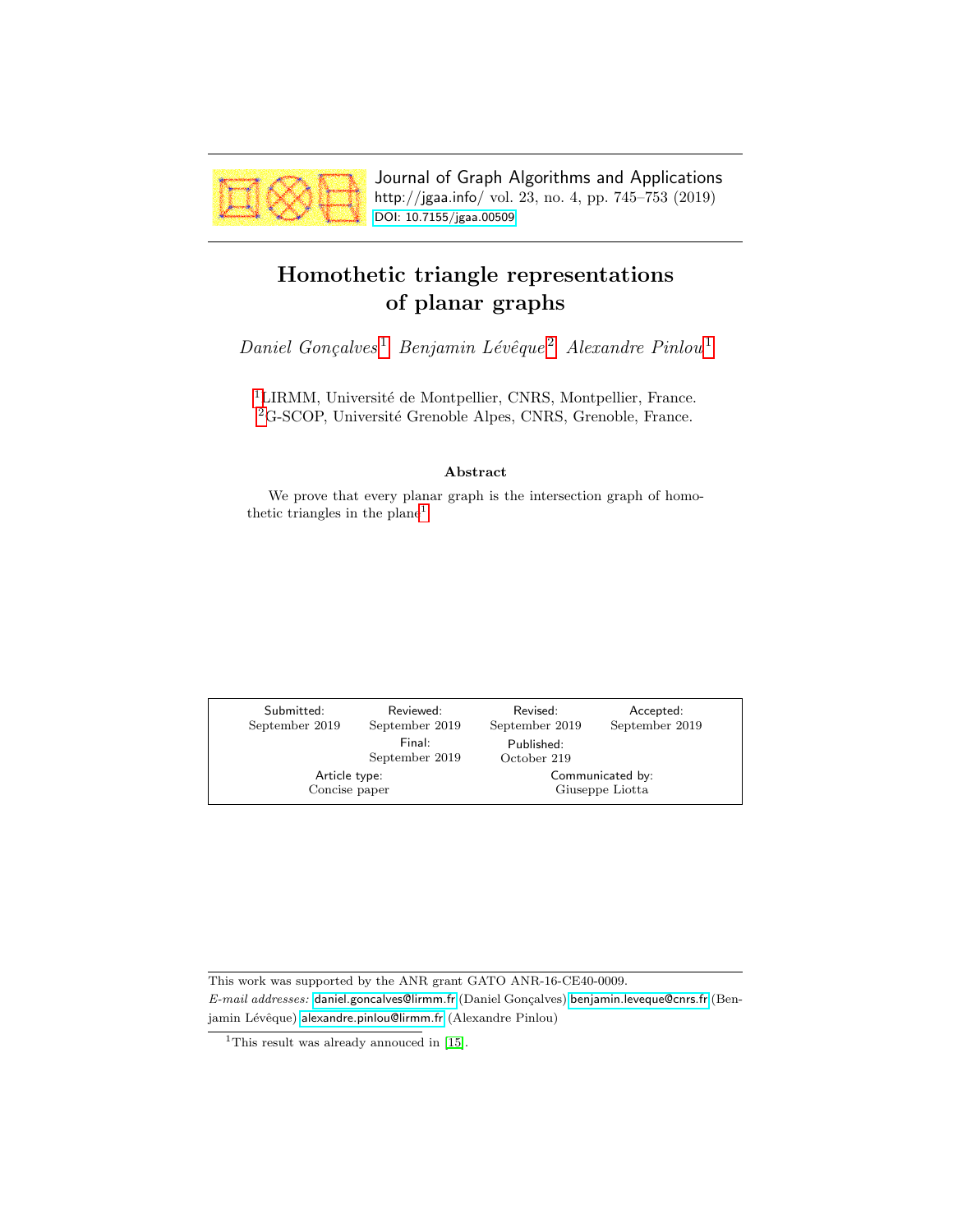# Homothetic triangle representations of planar graphs

*Daniel Gonçalves* [1] *Benjamin Lévêque* [2] *Alexandre Pinlou* [1]

[1] LIRMM, Université de Montpellier, CNRS, Montpellier, France.
[2] G-SCOP, Université Grenoble Alpes, CNRS, Grenoble, France.

### Abstract

We prove that every planar graph is the intersection graph of homothetic triangles in the plane[1].

| Submitted: | Reviewed: | Revised: | Accepted: |
|---|---|---|---|
| September 2019 | September 2019 | September 2019 | September 2019 |
| | Final: | Published: | |
| | September 2019 | October 219 | |

| Article type: | Communicated by: |
|---|---|
| Concise paper | Giuseppe Liotta |

This work was supported by the ANR grant GATO ANR-16-CE40-0009.

*E-mail addresses:* daniel.goncalves@lirmm.fr (Daniel Gonçalves) benjamin.leveque@cnrs.fr (Benjamin Lévêque) alexandre.pinlou@lirmm.fr (Alexandre Pinlou)

[1] This result was already annouced in [15].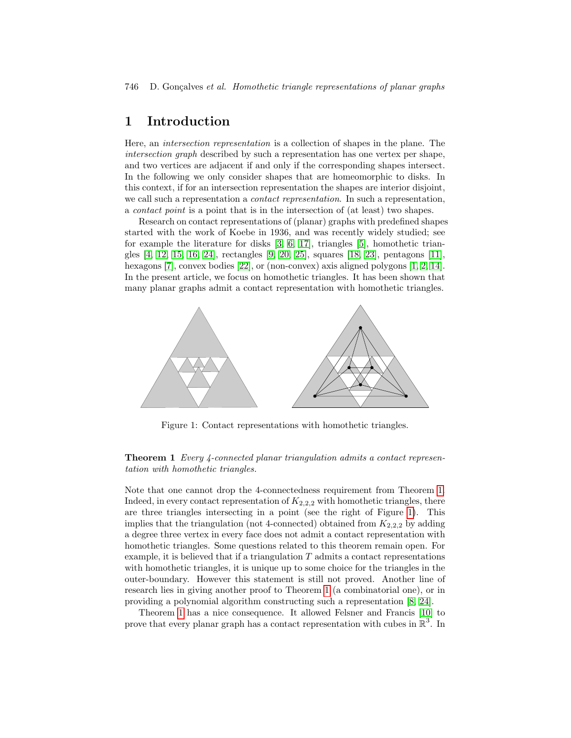## 1 Introduction

Here, an *intersection representation* is a collection of shapes in the plane. The *intersection graph* described by such a representation has one vertex per shape, and two vertices are adjacent if and only if the corresponding shapes intersect. In the following we only consider shapes that are homeomorphic to disks. In this context, if for an intersection representation the shapes are interior disjoint, we call such a representation a *contact representation*. In such a representation, a *contact point* is a point that is in the intersection of (at least) two shapes.

Research on contact representations of (planar) graphs with predefined shapes started with the work of Koebe in 1936, and was recently widely studied; see for example the literature for disks [3, 6, 17], triangles [5], homothetic triangles [4, 12, 15, 16, 24], rectangles [9, 20, 25], squares [18, 23], pentagons [11], hexagons [7], convex bodies [22], or (non-convex) axis aligned polygons [1, 2, 14]. In the present article, we focus on homothetic triangles. It has been shown that many planar graphs admit a contact representation with homothetic triangles.

Figure 1: Contact representations with homothetic triangles.

**Theorem 1** *Every 4-connected planar triangulation admits a contact representation with homothetic triangles.*

Note that one cannot drop the 4-connectedness requirement from Theorem 1. Indeed, in every contact representation of $K_{2,2,2}$ with homothetic triangles, there are three triangles intersecting in a point (see the right of Figure 1). This implies that the triangulation (not 4-connected) obtained from $K_{2,2,2}$ by adding a degree three vertex in every face does not admit a contact representation with homothetic triangles. Some questions related to this theorem remain open. For example, it is believed that if a triangulation $T$ admits a contact representations with homothetic triangles, it is unique up to some choice for the triangles in the outer-boundary. However this statement is still not proved. Another line of research lies in giving another proof to Theorem 1 (a combinatorial one), or in providing a polynomial algorithm constructing such a representation [8, 24].

Theorem 1 has a nice consequence. It allowed Felsner and Francis [10] to prove that every planar graph has a contact representation with cubes in $\mathbb{R}^3$. In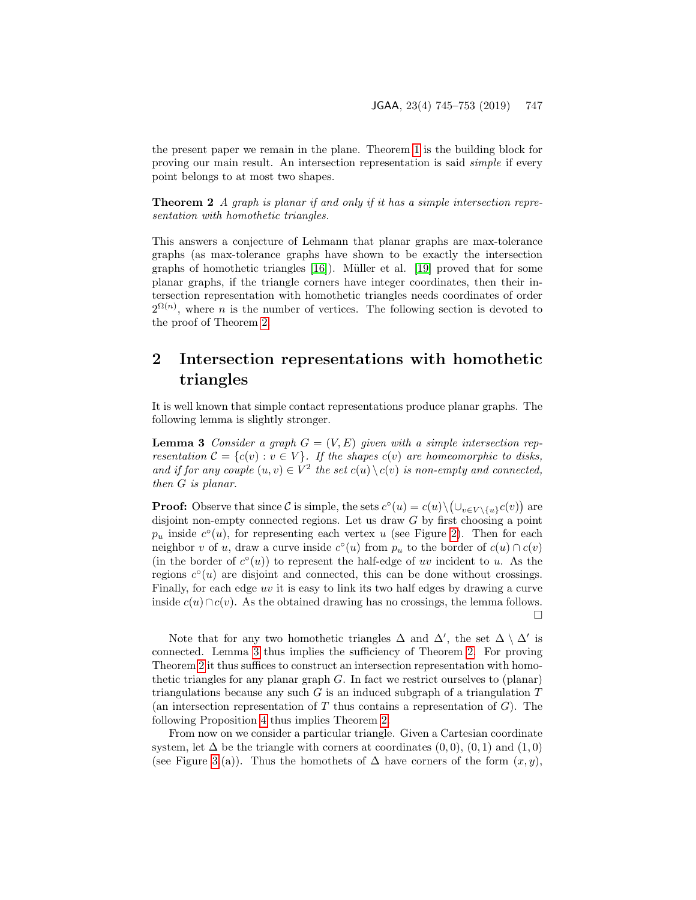the present paper we remain in the plane. Theorem 1 is the building block for proving our main result. An intersection representation is said *simple* if every point belongs to at most two shapes.

**Theorem 2** *A graph is planar if and only if it has a simple intersection representation with homothetic triangles.*

This answers a conjecture of Lehmann that planar graphs are max-tolerance graphs (as max-tolerance graphs have shown to be exactly the intersection graphs of homothetic triangles [16]). Müller et al. [19] proved that for some planar graphs, if the triangle corners have integer coordinates, then their intersection representation with homothetic triangles needs coordinates of order $2^{\Omega(n)}$, where $n$ is the number of vertices. The following section is devoted to the proof of Theorem 2.

## 2 Intersection representations with homothetic triangles

It is well known that simple contact representations produce planar graphs. The following lemma is slightly stronger.

**Lemma 3** *Consider a graph $G = (V, E)$ given with a simple intersection representation $\mathcal{C} = \{c(v) : v \in V\}$. If the shapes $c(v)$ are homeomorphic to disks, and if for any couple $(u, v) \in V^2$ the set $c(u) \setminus c(v)$ is non-empty and connected, then $G$ is planar.*

**Proof:** Observe that since $\mathcal{C}$ is simple, the sets $c^\circ(u) = c(u) \setminus \left( \cup_{v \in V \setminus \{u\}} c(v) \right)$ are disjoint non-empty connected regions. Let us draw $G$ by first choosing a point $p_u$ inside $c^\circ(u)$, for representing each vertex $u$ (see Figure 2). Then for each neighbor $v$ of $u$, draw a curve inside $c^\circ(u)$ from $p_u$ to the border of $c(u) \cap c(v)$ (in the border of $c^\circ(u)$) to represent the half-edge of $uv$ incident to $u$. As the regions $c^\circ(u)$ are disjoint and connected, this can be done without crossings. Finally, for each edge $uv$ it is easy to link its two half edges by drawing a curve inside $c(u) \cap c(v)$. As the obtained drawing has no crossings, the lemma follows. □

Note that for any two homothetic triangles $\Delta$ and $\Delta'$, the set $\Delta \setminus \Delta'$ is connected. Lemma 3 thus implies the sufficiency of Theorem 2. For proving Theorem 2 it thus suffices to construct an intersection representation with homothetic triangles for any planar graph $G$. In fact we restrict ourselves to (planar) triangulations because any such $G$ is an induced subgraph of a triangulation $T$ (an intersection representation of $T$ thus contains a representation of $G$). The following Proposition 4 thus implies Theorem 2.

From now on we consider a particular triangle. Given a Cartesian coordinate system, let $\Delta$ be the triangle with corners at coordinates $(0, 0)$, $(0, 1)$ and $(1, 0)$ (see Figure 3.(a)). Thus the homothets of $\Delta$ have corners of the form $(x, y)$,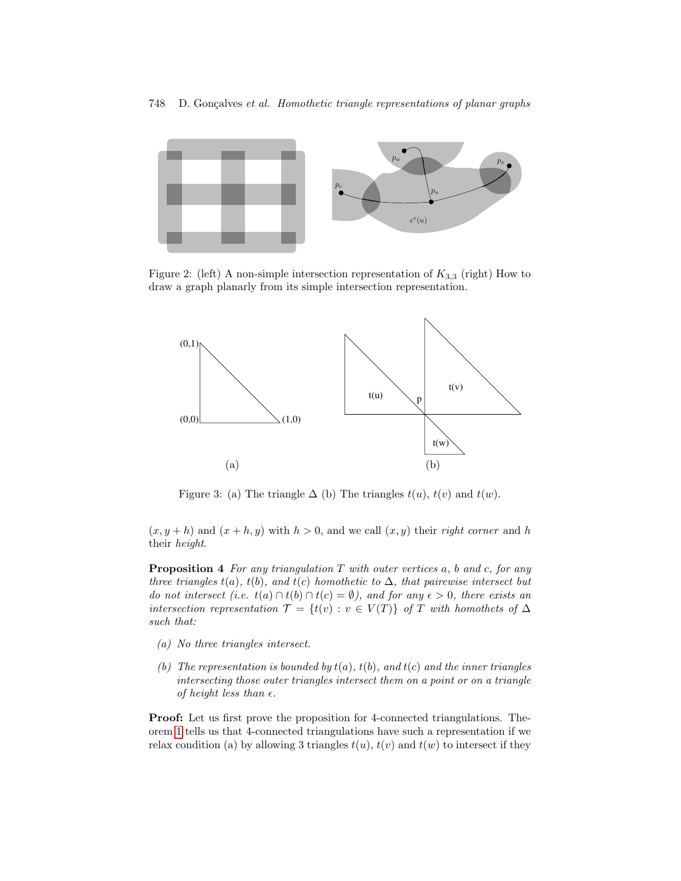Figure 2: (left) A non-simple intersection representation of $K_{3,3}$ (right) How to draw a graph planarly from its simple intersection representation.

Figure 3: (a) The triangle $\Delta$ (b) The triangles $t(u)$, $t(v)$ and $t(w)$.

$(x, y+h)$ and $(x+h, y)$ with $h > 0$, and we call $(x, y)$ their *right corner* and $h$ their *height*.

**Proposition 4** *For any triangulation $T$ with outer vertices $a$, $b$ and $c$, for any three triangles $t(a)$, $t(b)$, and $t(c)$ homothetic to $\Delta$, that pairewise intersect but do not intersect (i.e. $t(a) \cap t(b) \cap t(c) = \emptyset$), and for any $\epsilon > 0$, there exists an intersection representation $\mathcal{T} = \{t(v) : v \in V(T)\}$ of $T$ with homothets of $\Delta$ such that:*

- *(a) No three triangles intersect.*
- *(b) The representation is bounded by $t(a)$, $t(b)$, and $t(c)$ and the inner triangles intersecting those outer triangles intersect them on a point or on a triangle of height less than $\epsilon$.*

**Proof:** Let us first prove the proposition for 4-connected triangulations. Theorem 1 tells us that 4-connected triangulations have such a representation if we relax condition (a) by allowing 3 triangles $t(u)$, $t(v)$ and $t(w)$ to intersect if they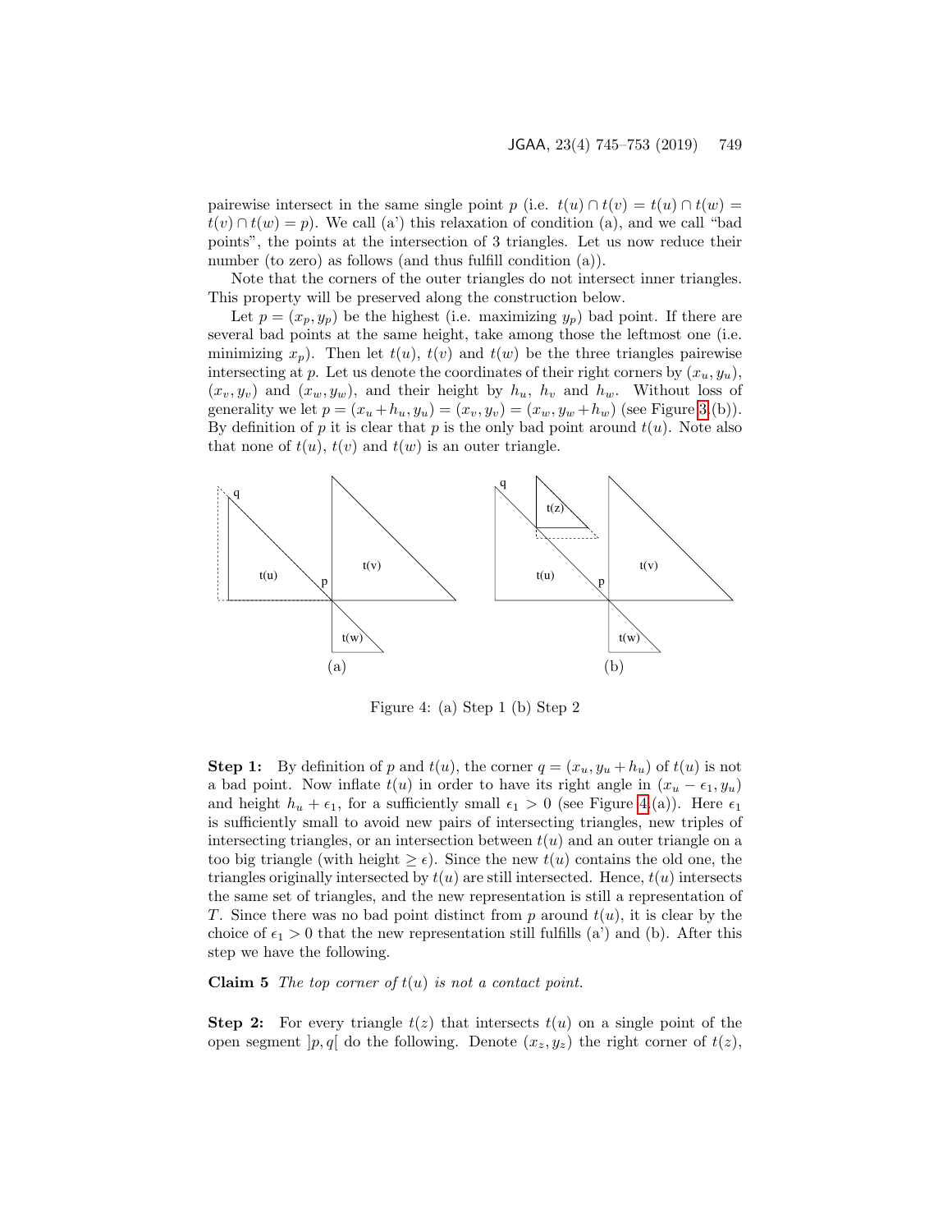pairewise intersect in the same single point $p$ (i.e. $t(u) \cap t(v) = t(u) \cap t(w) = t(v) \cap t(w) = p$). We call (a') this relaxation of condition (a), and we call "bad points", the points at the intersection of 3 triangles. Let us now reduce their number (to zero) as follows (and thus fulfill condition (a)).

Note that the corners of the outer triangles do not intersect inner triangles. This property will be preserved along the construction below.

Let $p = (x_p, y_p)$ be the highest (i.e. maximizing $y_p$) bad point. If there are several bad points at the same height, take among those the leftmost one (i.e. minimizing $x_p$). Then let $t(u)$, $t(v)$ and $t(w)$ be the three triangles pairewise intersecting at $p$. Let us denote the coordinates of their right corners by $(x_u, y_u)$, $(x_v, y_v)$ and $(x_w, y_w)$, and their height by $h_u$, $h_v$ and $h_w$. Without loss of generality we let $p = (x_u + h_u, y_u) = (x_v, y_v) = (x_w, y_w + h_w)$ (see Figure 3.(b)). By definition of $p$ it is clear that $p$ is the only bad point around $t(u)$. Note also that none of $t(u)$, $t(v)$ and $t(w)$ is an outer triangle.

Figure 4: (a) Step 1 (b) Step 2

**Step 1:** By definition of $p$ and $t(u)$, the corner $q = (x_u, y_u + h_u)$ of $t(u)$ is not a bad point. Now inflate $t(u)$ in order to have its right angle in $(x_u - \epsilon_1, y_u)$ and height $h_u + \epsilon_1$, for a sufficiently small $\epsilon_1 > 0$ (see Figure 4.(a)). Here $\epsilon_1$ is sufficiently small to avoid new pairs of intersecting triangles, new triples of intersecting triangles, or an intersection between $t(u)$ and an outer triangle on a too big triangle (with height $\geq \epsilon$). Since the new $t(u)$ contains the old one, the triangles originally intersected by $t(u)$ are still intersected. Hence, $t(u)$ intersects the same set of triangles, and the new representation is still a representation of $T$. Since there was no bad point distinct from $p$ around $t(u)$, it is clear by the choice of $\epsilon_1 > 0$ that the new representation still fulfills (a') and (b). After this step we have the following.

**Claim 5** *The top corner of $t(u)$ is not a contact point.*

**Step 2:** For every triangle $t(z)$ that intersects $t(u)$ on a single point of the open segment $]p, q[$ do the following. Denote $(x_z, y_z)$ the right corner of $t(z)$,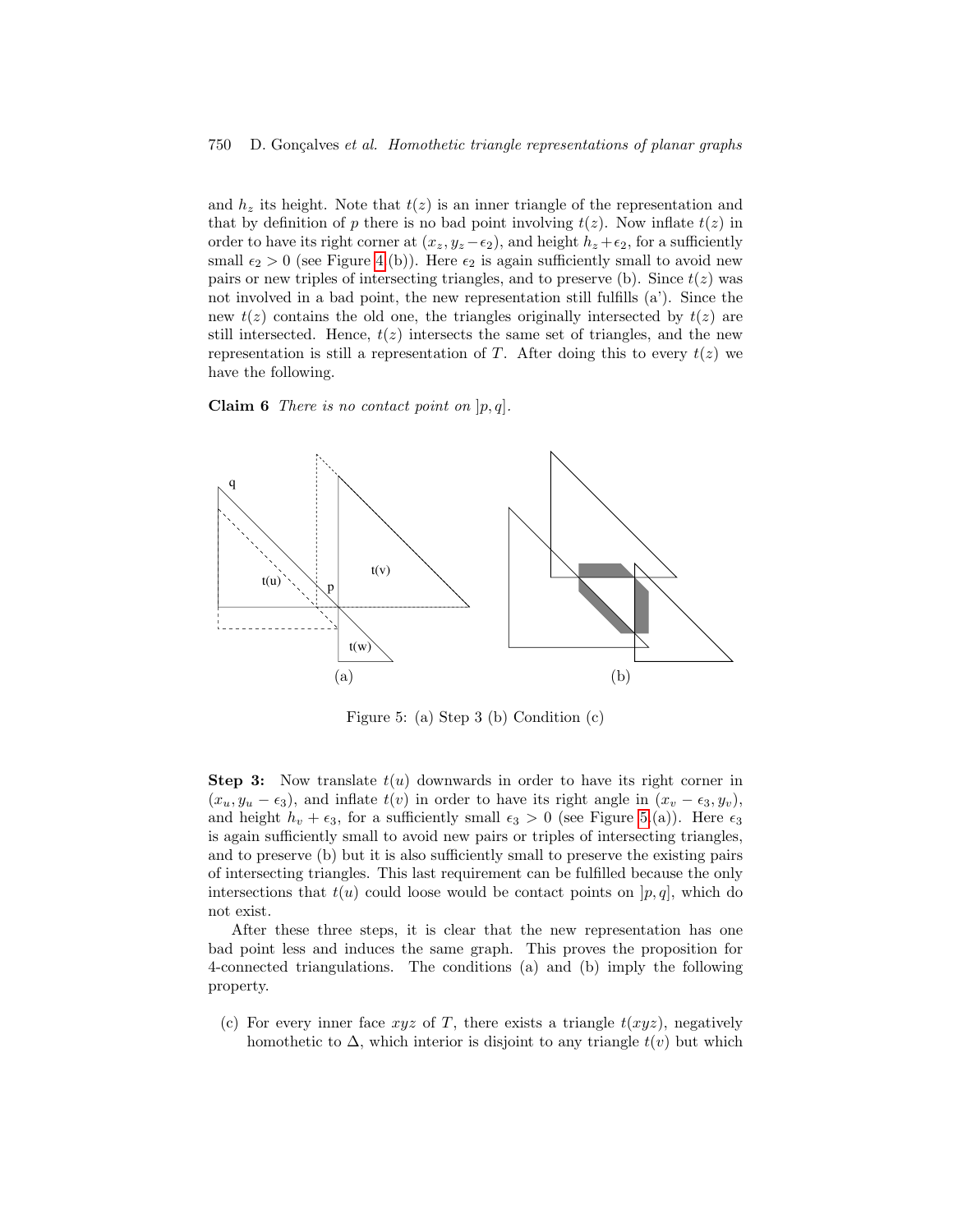and $h_z$ its height. Note that $t(z)$ is an inner triangle of the representation and that by definition of $p$ there is no bad point involving $t(z)$. Now inflate $t(z)$ in order to have its right corner at $(x_z, y_z - \epsilon_2)$, and height $h_z + \epsilon_2$, for a sufficiently small $\epsilon_2 > 0$ (see Figure 4 (b)). Here $\epsilon_2$ is again sufficiently small to avoid new pairs or new triples of intersecting triangles, and to preserve (b). Since $t(z)$ was not involved in a bad point, the new representation still fulfills (a'). Since the new $t(z)$ contains the old one, the triangles originally intersected by $t(z)$ are still intersected. Hence, $t(z)$ intersects the same set of triangles, and the new representation is still a representation of $T$. After doing this to every $t(z)$ we have the following.

**Claim 6** *There is no contact point on* $]p, q]$.

Figure 5: (a) Step 3 (b) Condition (c)

**Step 3:** Now translate $t(u)$ downwards in order to have its right corner in $(x_u, y_u - \epsilon_3)$, and inflate $t(v)$ in order to have its right angle in $(x_v - \epsilon_3, y_v)$, and height $h_v + \epsilon_3$, for a sufficiently small $\epsilon_3 > 0$ (see Figure 5 (a)). Here $\epsilon_3$ is again sufficiently small to avoid new pairs or triples of intersecting triangles, and to preserve (b) but it is also sufficiently small to preserve the existing pairs of intersecting triangles. This last requirement can be fulfilled because the only intersections that $t(u)$ could loose would be contact points on $]p, q]$, which do not exist.

After these three steps, it is clear that the new representation has one bad point less and induces the same graph. This proves the proposition for 4-connected triangulations. The conditions (a) and (b) imply the following property.

(c) For every inner face $xyz$ of $T$, there exists a triangle $t(xyz)$, negatively homothetic to $\Delta$, which interior is disjoint to any triangle $t(v)$ but which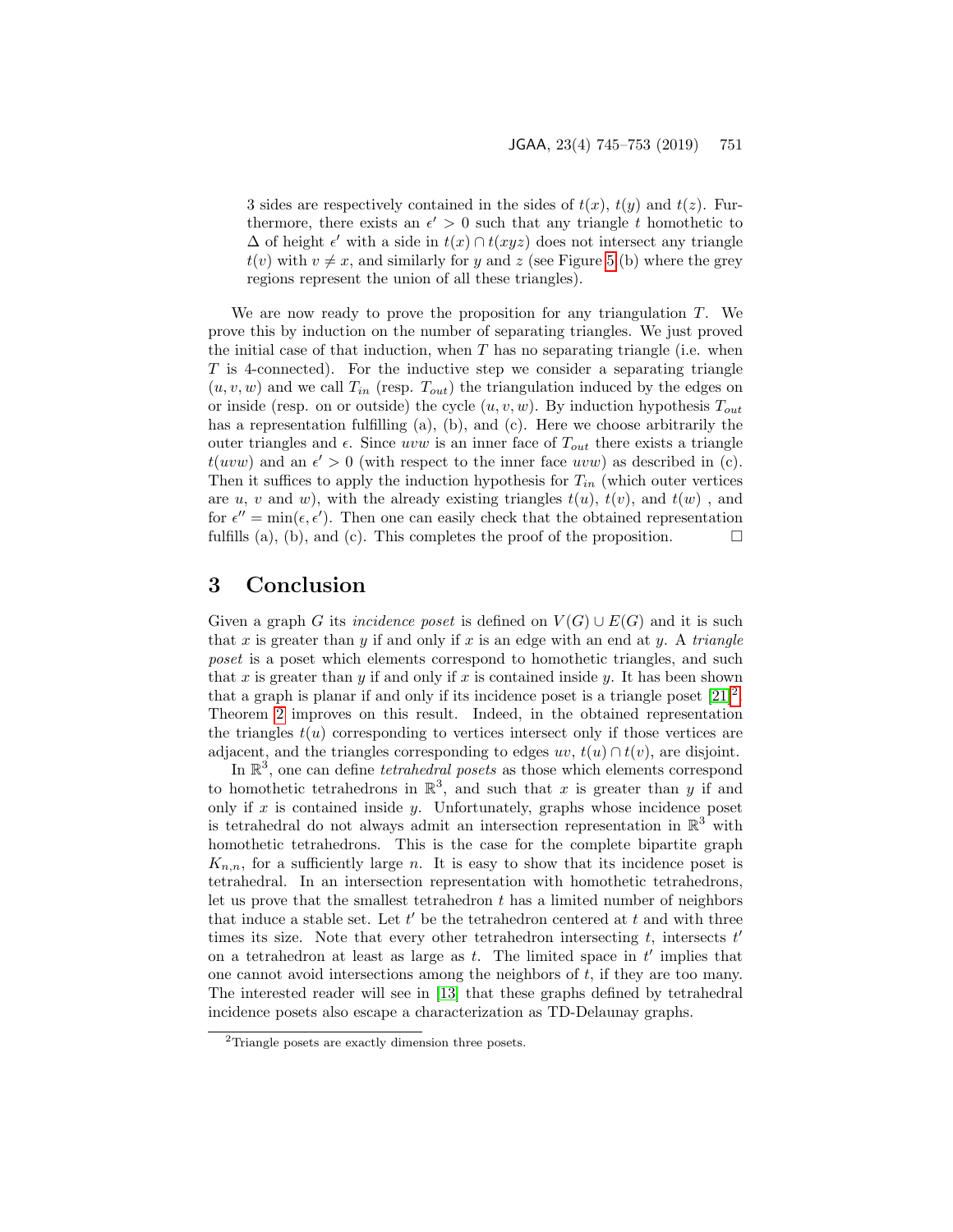3 sides are respectively contained in the sides of $t(x)$, $t(y)$ and $t(z)$. Furthermore, there exists an $\epsilon' > 0$ such that any triangle $t$ homothetic to $\Delta$ of height $\epsilon'$ with a side in $t(x) \cap t(xyz)$ does not intersect any triangle $t(v)$ with $v \neq x$, and similarly for $y$ and $z$ (see Figure 5 (b) where the grey regions represent the union of all these triangles).

We are now ready to prove the proposition for any triangulation $T$. We prove this by induction on the number of separating triangles. We just proved the initial case of that induction, when $T$ has no separating triangle (i.e. when $T$ is 4-connected). For the inductive step we consider a separating triangle $(u, v, w)$ and we call $T_{in}$ (resp. $T_{out}$) the triangulation induced by the edges on or inside (resp. on or outside) the cycle $(u, v, w)$. By induction hypothesis $T_{out}$ has a representation fulfilling (a), (b), and (c). Here we choose arbitrarily the outer triangles and $\epsilon$. Since $uvw$ is an inner face of $T_{out}$ there exists a triangle $t(uvw)$ and an $\epsilon' > 0$ (with respect to the inner face $uvw$) as described in (c). Then it suffices to apply the induction hypothesis for $T_{in}$ (which outer vertices are $u$, $v$ and $w$), with the already existing triangles $t(u)$, $t(v)$, and $t(w)$ , and for $\epsilon'' = \min(\epsilon, \epsilon')$. Then one can easily check that the obtained representation fulfills (a), (b), and (c). This completes the proof of the proposition. □

# 3 Conclusion

Given a graph $G$ its *incidence poset* is defined on $V(G) \cup E(G)$ and it is such that $x$ is greater than $y$ if and only if $x$ is an edge with an end at $y$. A *triangle poset* is a poset which elements correspond to homothetic triangles, and such that $x$ is greater than $y$ if and only if $x$ is contained inside $y$. It has been shown that a graph is planar if and only if its incidence poset is a triangle poset [21][2]. Theorem 2 improves on this result. Indeed, in the obtained representation the triangles $t(u)$ corresponding to vertices intersect only if those vertices are adjacent, and the triangles corresponding to edges $uv$, $t(u) \cap t(v)$, are disjoint.

In $\mathbb{R}^3$, one can define *tetrahedral posets* as those which elements correspond to homothetic tetrahedrons in $\mathbb{R}^3$, and such that $x$ is greater than $y$ if and only if $x$ is contained inside $y$. Unfortunately, graphs whose incidence poset is tetrahedral do not always admit an intersection representation in $\mathbb{R}^3$ with homothetic tetrahedrons. This is the case for the complete bipartite graph $K_{n,n}$, for a sufficiently large $n$. It is easy to show that its incidence poset is tetrahedral. In an intersection representation with homothetic tetrahedrons, let us prove that the smallest tetrahedron $t$ has a limited number of neighbors that induce a stable set. Let $t'$ be the tetrahedron centered at $t$ and with three times its size. Note that every other tetrahedron intersecting $t$, intersects $t'$ on a tetrahedron at least as large as $t$. The limited space in $t'$ implies that one cannot avoid intersections among the neighbors of $t$, if they are too many. The interested reader will see in [13] that these graphs defined by tetrahedral incidence posets also escape a characterization as TD-Delaunay graphs.

[2] Triangle posets are exactly dimension three posets.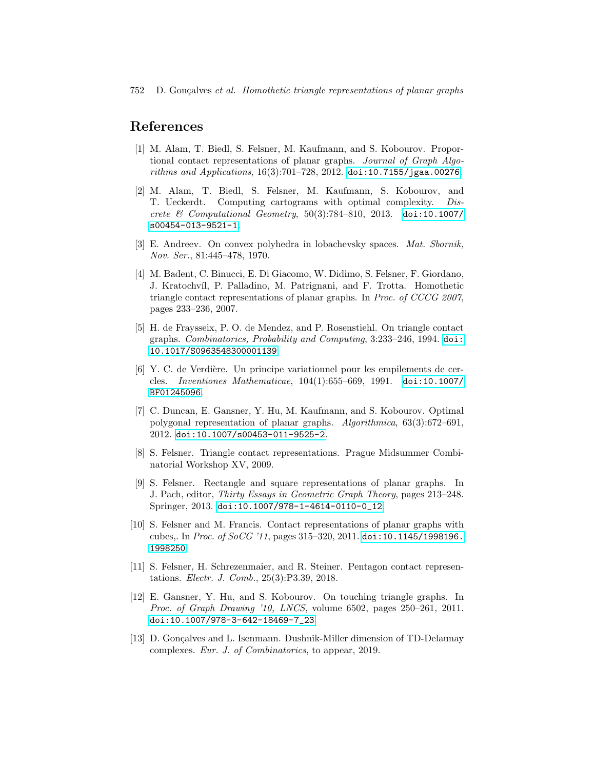## References

[1] M. Alam, T. Biedl, S. Felsner, M. Kaufmann, and S. Kobourov. Proportional contact representations of planar graphs. *Journal of Graph Algorithms and Applications*, 16(3):701–728, 2012. doi:10.7155/jgaa.00276.

[2] M. Alam, T. Biedl, S. Felsner, M. Kaufmann, S. Kobourov, and T. Ueckerdt. Computing cartograms with optimal complexity. *Discrete & Computational Geometry*, 50(3):784–810, 2013. doi:10.1007/s00454-013-9521-1.

[3] E. Andreev. On convex polyhedra in lobachevsky spaces. *Mat. Sbornik, Nov. Ser.*, 81:445–478, 1970.

[4] M. Badent, C. Binucci, E. Di Giacomo, W. Didimo, S. Felsner, F. Giordano, J. Kratochvíl, P. Palladino, M. Patrignani, and F. Trotta. Homothetic triangle contact representations of planar graphs. In *Proc. of CCCG 2007*, pages 233–236, 2007.

[5] H. de Fraysseix, P. O. de Mendez, and P. Rosenstiehl. On triangle contact graphs. *Combinatorics, Probability and Computing*, 3:233–246, 1994. doi:10.1017/S0963548300001139.

[6] Y. C. de Verdière. Un principe variationnel pour les empilements de cercles. *Inventiones Mathematicae*, 104(1):655–669, 1991. doi:10.1007/BF01245096.

[7] C. Duncan, E. Gansner, Y. Hu, M. Kaufmann, and S. Kobourov. Optimal polygonal representation of planar graphs. *Algorithmica*, 63(3):672–691, 2012. doi:10.1007/s00453-011-9525-2.

[8] S. Felsner. Triangle contact representations. Prague Midsummer Combinatorial Workshop XV, 2009.

[9] S. Felsner. Rectangle and square representations of planar graphs. In J. Pach, editor, *Thirty Essays in Geometric Graph Theory*, pages 213–248. Springer, 2013. doi:10.1007/978-1-4614-0110-0_12.

[10] S. Felsner and M. Francis. Contact representations of planar graphs with cubes,. In *Proc. of SoCG '11*, pages 315–320, 2011. doi:10.1145/1998196.1998250.

[11] S. Felsner, H. Schrezenmaier, and R. Steiner. Pentagon contact representations. *Electr. J. Comb.*, 25(3):P3.39, 2018.

[12] E. Gansner, Y. Hu, and S. Kobourov. On touching triangle graphs. In *Proc. of Graph Drawing '10, LNCS*, volume 6502, pages 250–261, 2011. doi:10.1007/978-3-642-18469-7_23.

[13] D. Gonçalves and L. Isenmann. Dushnik-Miller dimension of TD-Delaunay complexes. *Eur. J. of Combinatorics*, to appear, 2019.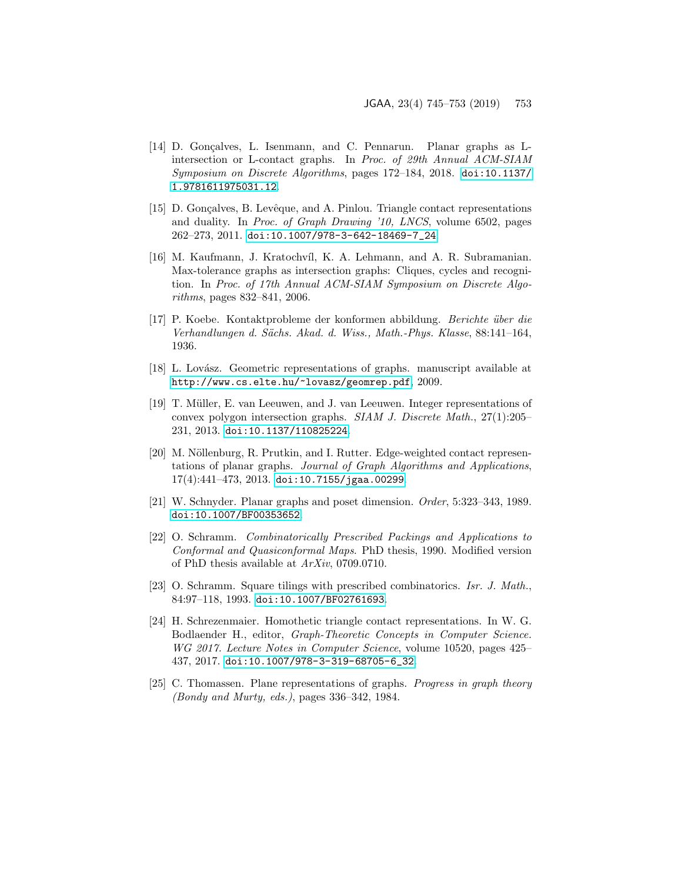[14] D. Gonçalves, L. Isenmann, and C. Pennarun. Planar graphs as L-intersection or L-contact graphs. In *Proc. of 29th Annual ACM-SIAM Symposium on Discrete Algorithms*, pages 172–184, 2018. doi:10.1137/1.9781611975031.12.

[15] D. Gonçalves, B. Levêque, and A. Pinlou. Triangle contact representations and duality. In *Proc. of Graph Drawing '10, LNCS*, volume 6502, pages 262–273, 2011. doi:10.1007/978-3-642-18469-7_24.

[16] M. Kaufmann, J. Kratochvíl, K. A. Lehmann, and A. R. Subramanian. Max-tolerance graphs as intersection graphs: Cliques, cycles and recognition. In *Proc. of 17th Annual ACM-SIAM Symposium on Discrete Algorithms*, pages 832–841, 2006.

[17] P. Koebe. Kontaktprobleme der konformen abbildung. *Berichte über die Verhandlungen d. Sächs. Akad. d. Wiss., Math.-Phys. Klasse*, 88:141–164, 1936.

[18] L. Lovász. Geometric representations of graphs. manuscript available at http://www.cs.elte.hu/~lovasz/geomrep.pdf, 2009.

[19] T. Müller, E. van Leeuwen, and J. van Leeuwen. Integer representations of convex polygon intersection graphs. *SIAM J. Discrete Math.*, 27(1):205–231, 2013. doi:10.1137/110825224.

[20] M. Nöllenburg, R. Prutkin, and I. Rutter. Edge-weighted contact representations of planar graphs. *Journal of Graph Algorithms and Applications*, 17(4):441–473, 2013. doi:10.7155/jgaa.00299.

[21] W. Schnyder. Planar graphs and poset dimension. *Order*, 5:323–343, 1989. doi:10.1007/BF00353652.

[22] O. Schramm. *Combinatorically Prescribed Packings and Applications to Conformal and Quasiconformal Maps*. PhD thesis, 1990. Modified version of PhD thesis available at *ArXiv*, 0709.0710.

[23] O. Schramm. Square tilings with prescribed combinatorics. *Isr. J. Math.*, 84:97–118, 1993. doi:10.1007/BF02761693.

[24] H. Schrezenmaier. Homothetic triangle contact representations. In W. G. Bodlaender H., editor, *Graph-Theoretic Concepts in Computer Science. WG 2017. Lecture Notes in Computer Science*, volume 10520, pages 425–437, 2017. doi:10.1007/978-3-319-68705-6_32.

[25] C. Thomassen. Plane representations of graphs. *Progress in graph theory (Bondy and Murty, eds.)*, pages 336–342, 1984.